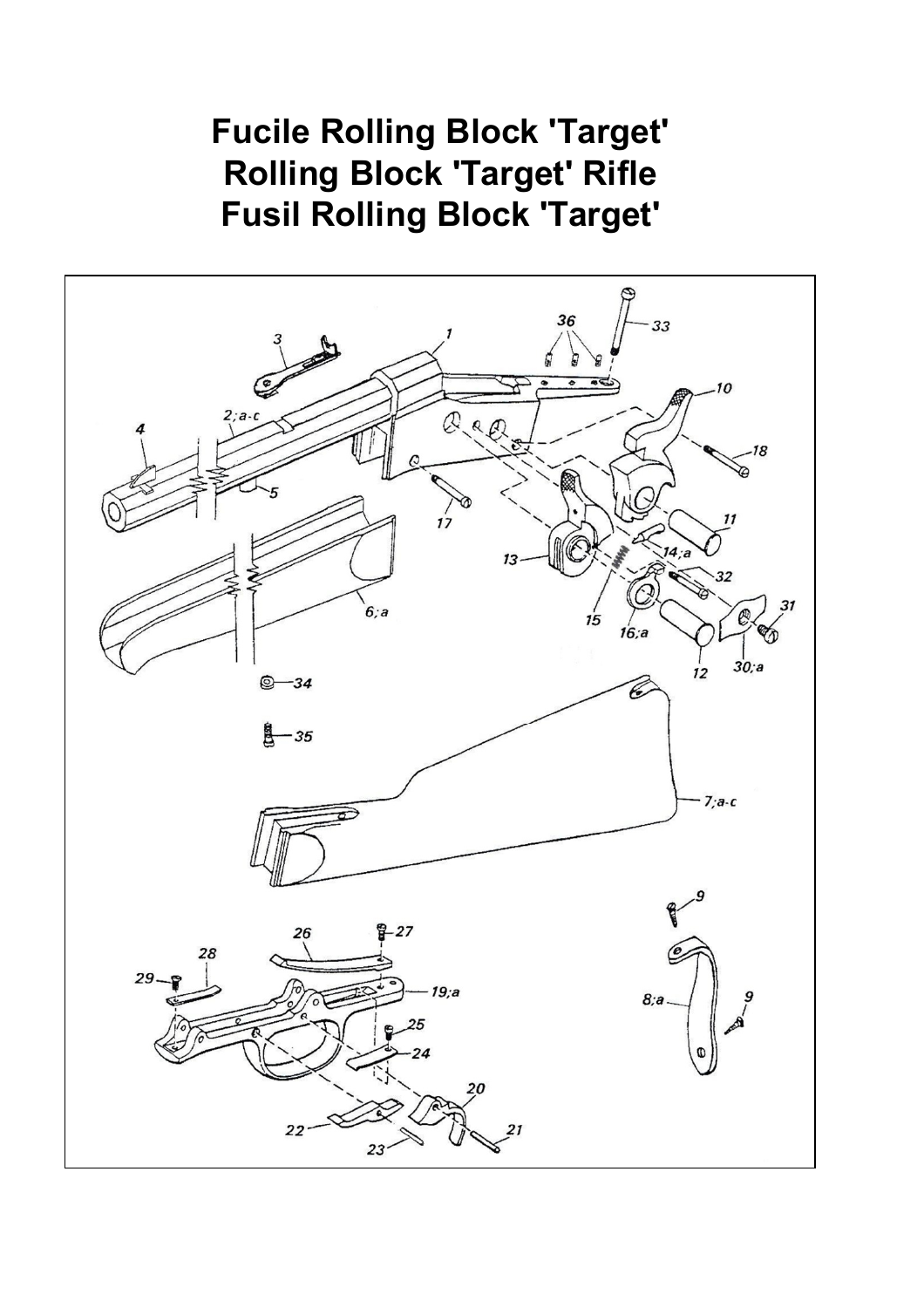# Fucile Rolling Block 'Target'
# Rolling Block 'Target' Rifle
# Fusil Rolling Block 'Target'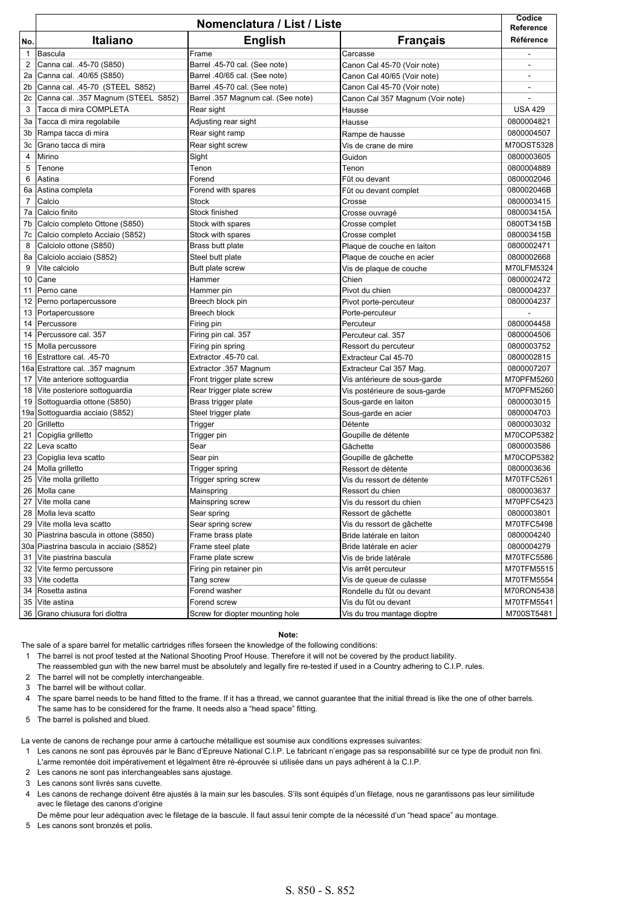| No. | Nomenclatura / List / Liste Italiano | English | Français | Codice Reference Référence |
|---|---|---|---|---|
| 1 | Bascula | Frame | Carcasse | - |
| 2 | Canna cal. .45-70 (S850) | Barrel .45-70 cal. (See note) | Canon Cal 45-70 (Voir note) | - |
| 2a | Canna cal. .40/65 (S850) | Barrel .40/65 cal. (See note) | Canon Cal 40/65 (Voir note) | - |
| 2b | Canna cal. .45-70 (STEEL S852) | Barrel .45-70 cal. (See note) | Canon Cal 45-70 (Voir note) | - |
| 2c | Canna cal. .357 Magnum (STEEL S852) | Barrel .357 Magnum cal. (See note) | Canon Cal 357 Magnum (Voir note) | - |
| 3 | Tacca di mira COMPLETA | Rear sight | Hausse | USA 429 |
| 3a | Tacca di mira regolabile | Adjusting rear sight | Hausse | 0800004821 |
| 3b | Rampa tacca di mira | Rear sight ramp | Rampe de hausse | 0800004507 |
| 3c | Grano tacca di mira | Rear sight screw | Vis de crane de mire | M70OST5328 |
| 4 | Mirino | Sight | Guidon | 0800003605 |
| 5 | Tenone | Tenon | Tenon | 0800004889 |
| 6 | Astina | Forend | Fût ou devant | 0800002046 |
| 6a | Astina completa | Forend with spares | Fût ou devant complet | 080002046B |
| 7 | Calcio | Stock | Crosse | 0800003415 |
| 7a | Calcio finito | Stock finished | Crosse ouvragé | 080003415A |
| 7b | Calcio completo Ottone (S850) | Stock with spares | Crosse complet | 0800T3415B |
| 7c | Calcio completo Acciaio (S852) | Stock with spares | Crosse complet | 080003415B |
| 8 | Calciolo ottone (S850) | Brass butt plate | Plaque de couche en laiton | 0800002471 |
| 8a | Calciolo acciaio (S852) | Steel butt plate | Plaque de couche en acier | 0800002668 |
| 9 | Vite calciolo | Butt plate screw | Vis de plaque de couche | M70LFM5324 |
| 10 | Cane | Hammer | Chien | 0800002472 |
| 11 | Perno cane | Hammer pin | Pivot du chien | 0800004237 |
| 12 | Perno portapercussore | Breech block pin | Pivot porte-percuteur | 0800004237 |
| 13 | Portapercussore | Breech block | Porte-percuteur | - |
| 14 | Percussore | Firing pin | Percuteur | 0800004458 |
| 14 | Percussore cal. 357 | Firing pin cal. 357 | Percuteur cal. 357 | 0800004506 |
| 15 | Molla percussore | Firing pin spring | Ressort du percuteur | 0800003752 |
| 16 | Estrattore cal. .45-70 | Extractor .45-70 cal. | Extracteur Cal 45-70 | 0800002815 |
| 16a | Estrattore cal. .357 magnum | Extractor .357 Magnum | Extracteur Cal 357 Mag. | 0800007207 |
| 17 | Vite anteriore sottoguardia | Front trigger plate screw | Vis antérieure de sous-garde | M70PFM5260 |
| 18 | Vite posteriore sottoguardia | Rear trigger plate screw | Vis postérieure de sous-garde | M70PFM5260 |
| 19 | Sottoguardia ottone (S850) | Brass trigger plate | Sous-garde en laiton | 0800003015 |
| 19a | Sottoguardia acciaio (S852) | Steel trigger plate | Sous-garde en acier | 0800004703 |
| 20 | Grilletto | Trigger | Détente | 0800003032 |
| 21 | Copiglia grilletto | Trigger pin | Goupille de détente | M70COP5382 |
| 22 | Leva scatto | Sear | Gâchette | 0800003586 |
| 23 | Copiglia leva scatto | Sear pin | Goupille de gâchette | M70COP5382 |
| 24 | Molla grilletto | Trigger spring | Ressort de détente | 0800003636 |
| 25 | Vite molla grilletto | Trigger spring screw | Vis du ressort de détente | M70TFC5261 |
| 26 | Molla cane | Mainspring | Ressort du chien | 0800003637 |
| 27 | Vite molla cane | Mainspring screw | Vis du ressort du chien | M70PFC5423 |
| 28 | Molla leva scatto | Sear spring | Ressort de gâchette | 0800003801 |
| 29 | Vite molla leva scatto | Sear spring screw | Vis du ressort de gâchette | M70TFC5498 |
| 30 | Piastrina bascula in ottone (S850) | Frame brass plate | Bride latérale en laiton | 0800004240 |
| 30a | Piastrina bascula in acciaio (S852) | Frame steel plate | Bride latérale en acier | 0800004279 |
| 31 | Vite piastrina bascula | Frame plate screw | Vis de bride latérale | M70TFC5586 |
| 32 | Vite fermo percussore | Firing pin retainer pin | Vis arrêt percuteur | M70TFM5515 |
| 33 | Vite codetta | Tang screw | Vis de queue de culasse | M70TFM5554 |
| 34 | Rosetta astina | Forend washer | Rondelle du fût ou devant | M70RON5438 |
| 35 | Vite astina | Forend screw | Vis du fût ou devant | M70TFM5541 |
| 36 | Grano chiusura fori diottra | Screw for diopter mounting hole | Vis du trou mantage dioptre | M700ST5481 |

**Note:**

The sale of a spare barrel for metallic cartridges rifles forseen the knowledge of the following conditions:

1. The barrel is not proof tested at the National Shooting Proof House. Therefore it will not be covered by the product liability.
   The reassembled gun with the new barrel must be absolutely and legally fire re-tested if used in a Country adhering to C.I.P. rules.
2. The barrel will not be completly interchangeable.
3. The barrel will be without collar.
4. The spare barrel needs to be hand fitted to the frame. If it has a thread, we cannot guarantee that the initial thread is like the one of other barrels.
   The same has to be considered for the frame. It needs also a "head space" fitting.
5. The barrel is polished and blued.

La vente de canons de rechange pour arme à cartouche métallique est soumise aux conditions expresses suivantes:

1. Les canons ne sont pas éprouvés par le Banc d'Epreuve National C.I.P. Le fabricant n'engage pas sa responsabilité sur ce type de produit non fini.
   L'arme remontée doit impérativement et légalment être ré-éprouvée si utilisée dans un pays adhérent à la C.I.P.
2. Les canons ne sont pas interchangeables sans ajustage.
3. Les canons sont livrés sans cuvette.
4. Les canons de rechange doivent être ajustés à la main sur les bascules. S'ils sont équipés d'un filetage, nous ne garantissons pas leur similitude avec le filetage des canons d'origine
   De même pour leur adéquation avec le filetage de la bascule. Il faut assui tenir compte de la nécessité d'un "head space" au montage.
5. Les canons sont bronzés et polis.

S. 850 - S. 852